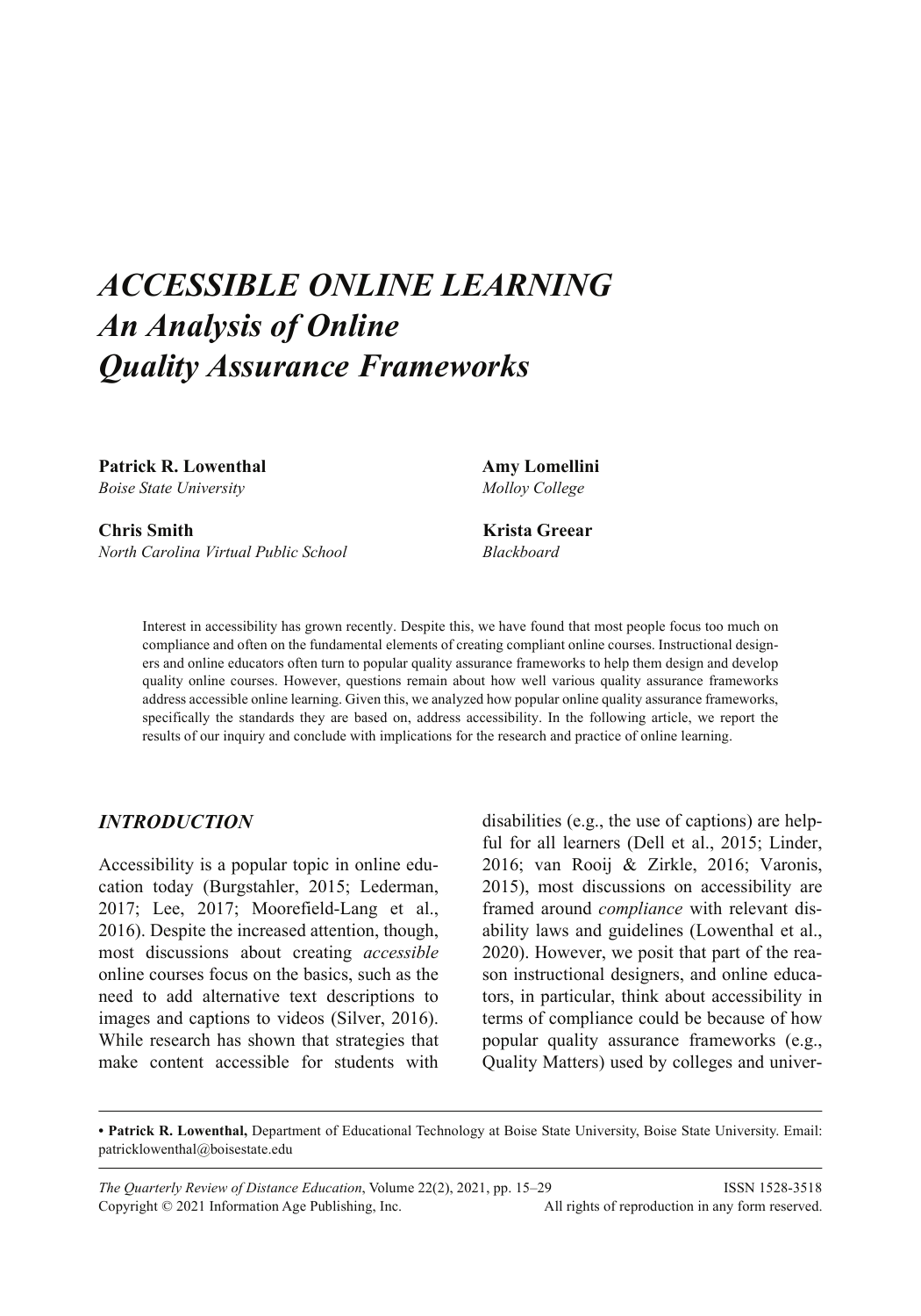# *ACCESSIBLE ONLINE LEARNING*
## *An Analysis of Online Quality Assurance Frameworks*

**Patrick R. Lowenthal**
*Boise State University*

**Amy Lomellini**
*Molloy College*

**Chris Smith**
*North Carolina Virtual Public School*

**Krista Greear**
*Blackboard*

Interest in accessibility has grown recently. Despite this, we have found that most people focus too much on compliance and often on the fundamental elements of creating compliant online courses. Instructional designers and online educators often turn to popular quality assurance frameworks to help them design and develop quality online courses. However, questions remain about how well various quality assurance frameworks address accessible online learning. Given this, we analyzed how popular online quality assurance frameworks, specifically the standards they are based on, address accessibility. In the following article, we report the results of our inquiry and conclude with implications for the research and practice of online learning.

## *INTRODUCTION*

Accessibility is a popular topic in online education today (Burgstahler, 2015; Lederman, 2017; Lee, 2017; Moorefield-Lang et al., 2016). Despite the increased attention, though, most discussions about creating *accessible* online courses focus on the basics, such as the need to add alternative text descriptions to images and captions to videos (Silver, 2016). While research has shown that strategies that make content accessible for students with disabilities (e.g., the use of captions) are helpful for all learners (Dell et al., 2015; Linder, 2016; van Rooij & Zirkle, 2016; Varonis, 2015), most discussions on accessibility are framed around *compliance* with relevant disability laws and guidelines (Lowenthal et al., 2020). However, we posit that part of the reason instructional designers, and online educators, in particular, think about accessibility in terms of compliance could be because of how popular quality assurance frameworks (e.g., Quality Matters) used by colleges and univer-

---

• **Patrick R. Lowenthal,** Department of Educational Technology at Boise State University, Boise State University. Email: patricklowenthal@boisestate.edu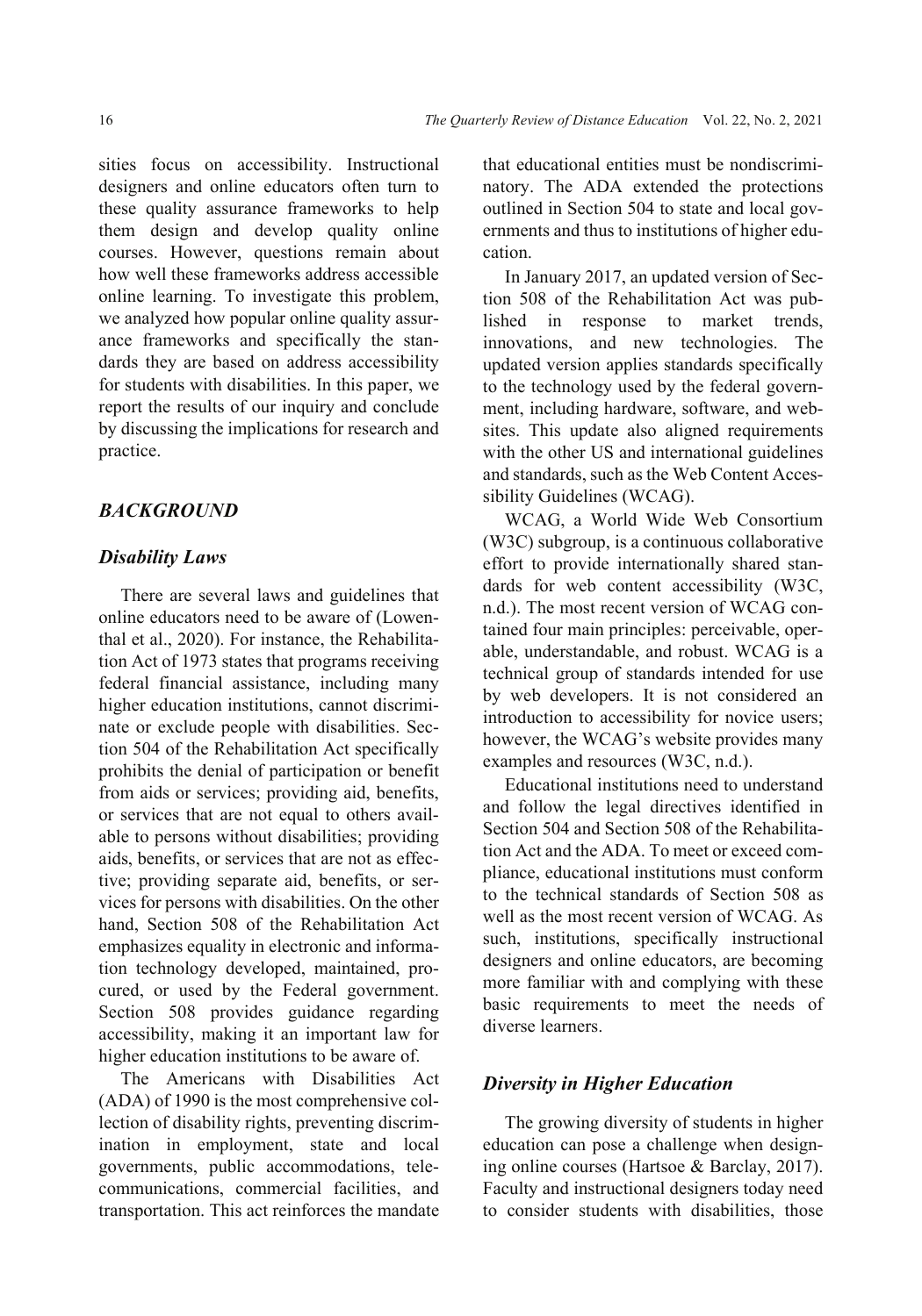sities focus on accessibility. Instructional designers and online educators often turn to these quality assurance frameworks to help them design and develop quality online courses. However, questions remain about how well these frameworks address accessible online learning. To investigate this problem, we analyzed how popular online quality assurance frameworks and specifically the standards they are based on address accessibility for students with disabilities. In this paper, we report the results of our inquiry and conclude by discussing the implications for research and practice.

## *BACKGROUND*

### *Disability Laws*

There are several laws and guidelines that online educators need to be aware of (Lowenthal et al., 2020). For instance, the Rehabilitation Act of 1973 states that programs receiving federal financial assistance, including many higher education institutions, cannot discriminate or exclude people with disabilities. Section 504 of the Rehabilitation Act specifically prohibits the denial of participation or benefit from aids or services; providing aid, benefits, or services that are not equal to others available to persons without disabilities; providing aids, benefits, or services that are not as effective; providing separate aid, benefits, or services for persons with disabilities. On the other hand, Section 508 of the Rehabilitation Act emphasizes equality in electronic and information technology developed, maintained, procured, or used by the Federal government. Section 508 provides guidance regarding accessibility, making it an important law for higher education institutions to be aware of.

The Americans with Disabilities Act (ADA) of 1990 is the most comprehensive collection of disability rights, preventing discrimination in employment, state and local governments, public accommodations, telecommunications, commercial facilities, and transportation. This act reinforces the mandate that educational entities must be nondiscriminatory. The ADA extended the protections outlined in Section 504 to state and local governments and thus to institutions of higher education.

In January 2017, an updated version of Section 508 of the Rehabilitation Act was published in response to market trends, innovations, and new technologies. The updated version applies standards specifically to the technology used by the federal government, including hardware, software, and websites. This update also aligned requirements with the other US and international guidelines and standards, such as the Web Content Accessibility Guidelines (WCAG).

WCAG, a World Wide Web Consortium (W3C) subgroup, is a continuous collaborative effort to provide internationally shared standards for web content accessibility (W3C, n.d.). The most recent version of WCAG contained four main principles: perceivable, operable, understandable, and robust. WCAG is a technical group of standards intended for use by web developers. It is not considered an introduction to accessibility for novice users; however, the WCAG's website provides many examples and resources (W3C, n.d.).

Educational institutions need to understand and follow the legal directives identified in Section 504 and Section 508 of the Rehabilitation Act and the ADA. To meet or exceed compliance, educational institutions must conform to the technical standards of Section 508 as well as the most recent version of WCAG. As such, institutions, specifically instructional designers and online educators, are becoming more familiar with and complying with these basic requirements to meet the needs of diverse learners.

### *Diversity in Higher Education*

The growing diversity of students in higher education can pose a challenge when designing online courses (Hartsoe & Barclay, 2017). Faculty and instructional designers today need to consider students with disabilities, those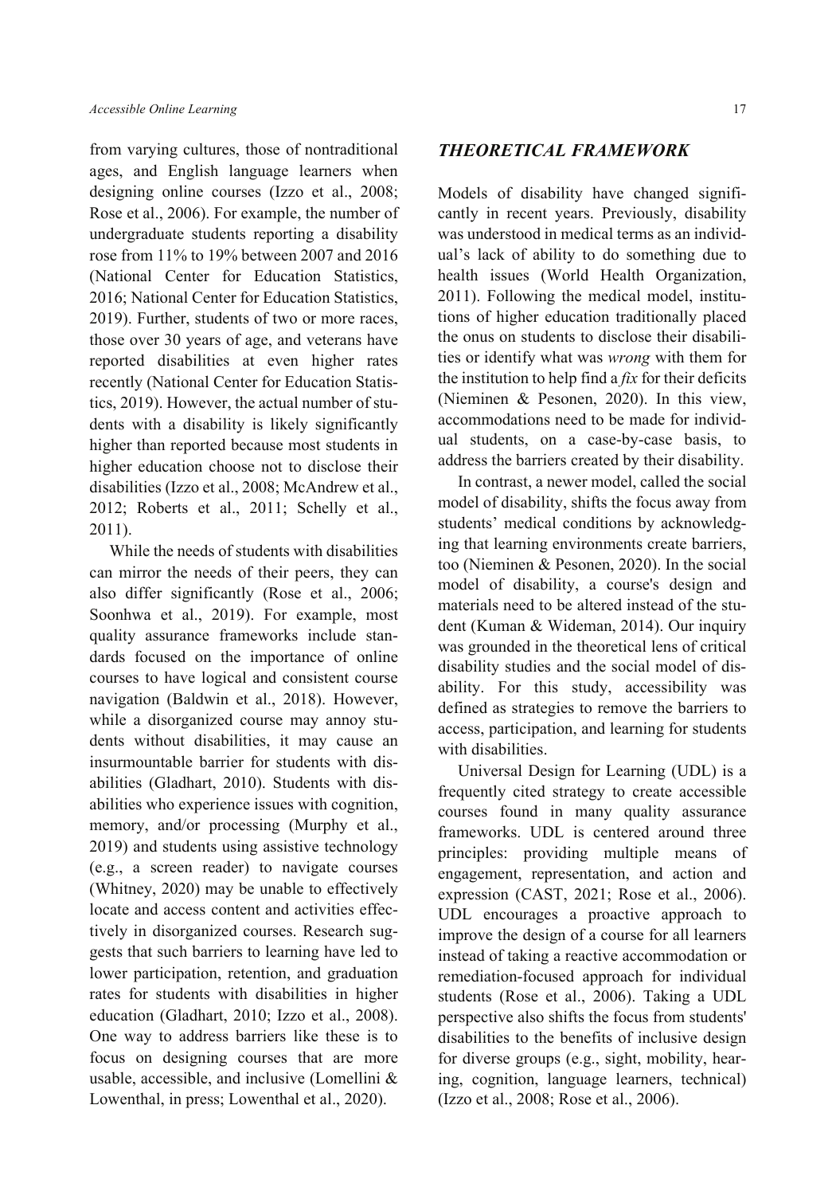from varying cultures, those of nontraditional ages, and English language learners when designing online courses (Izzo et al., 2008; Rose et al., 2006). For example, the number of undergraduate students reporting a disability rose from 11% to 19% between 2007 and 2016 (National Center for Education Statistics, 2016; National Center for Education Statistics, 2019). Further, students of two or more races, those over 30 years of age, and veterans have reported disabilities at even higher rates recently (National Center for Education Statistics, 2019). However, the actual number of students with a disability is likely significantly higher than reported because most students in higher education choose not to disclose their disabilities (Izzo et al., 2008; McAndrew et al., 2012; Roberts et al., 2011; Schelly et al., 2011).

While the needs of students with disabilities can mirror the needs of their peers, they can also differ significantly (Rose et al., 2006; Soonhwa et al., 2019). For example, most quality assurance frameworks include standards focused on the importance of online courses to have logical and consistent course navigation (Baldwin et al., 2018). However, while a disorganized course may annoy students without disabilities, it may cause an insurmountable barrier for students with disabilities (Gladhart, 2010). Students with disabilities who experience issues with cognition, memory, and/or processing (Murphy et al., 2019) and students using assistive technology (e.g., a screen reader) to navigate courses (Whitney, 2020) may be unable to effectively locate and access content and activities effectively in disorganized courses. Research suggests that such barriers to learning have led to lower participation, retention, and graduation rates for students with disabilities in higher education (Gladhart, 2010; Izzo et al., 2008). One way to address barriers like these is to focus on designing courses that are more usable, accessible, and inclusive (Lomellini & Lowenthal, in press; Lowenthal et al., 2020).

## *THEORETICAL FRAMEWORK*

Models of disability have changed significantly in recent years. Previously, disability was understood in medical terms as an individual's lack of ability to do something due to health issues (World Health Organization, 2011). Following the medical model, institutions of higher education traditionally placed the onus on students to disclose their disabilities or identify what was *wrong* with them for the institution to help find a *fix* for their deficits (Nieminen & Pesonen, 2020). In this view, accommodations need to be made for individual students, on a case-by-case basis, to address the barriers created by their disability.

In contrast, a newer model, called the social model of disability, shifts the focus away from students' medical conditions by acknowledging that learning environments create barriers, too (Nieminen & Pesonen, 2020). In the social model of disability, a course's design and materials need to be altered instead of the student (Kuman & Wideman, 2014). Our inquiry was grounded in the theoretical lens of critical disability studies and the social model of disability. For this study, accessibility was defined as strategies to remove the barriers to access, participation, and learning for students with disabilities.

Universal Design for Learning (UDL) is a frequently cited strategy to create accessible courses found in many quality assurance frameworks. UDL is centered around three principles: providing multiple means of engagement, representation, and action and expression (CAST, 2021; Rose et al., 2006). UDL encourages a proactive approach to improve the design of a course for all learners instead of taking a reactive accommodation or remediation-focused approach for individual students (Rose et al., 2006). Taking a UDL perspective also shifts the focus from students' disabilities to the benefits of inclusive design for diverse groups (e.g., sight, mobility, hearing, cognition, language learners, technical) (Izzo et al., 2008; Rose et al., 2006).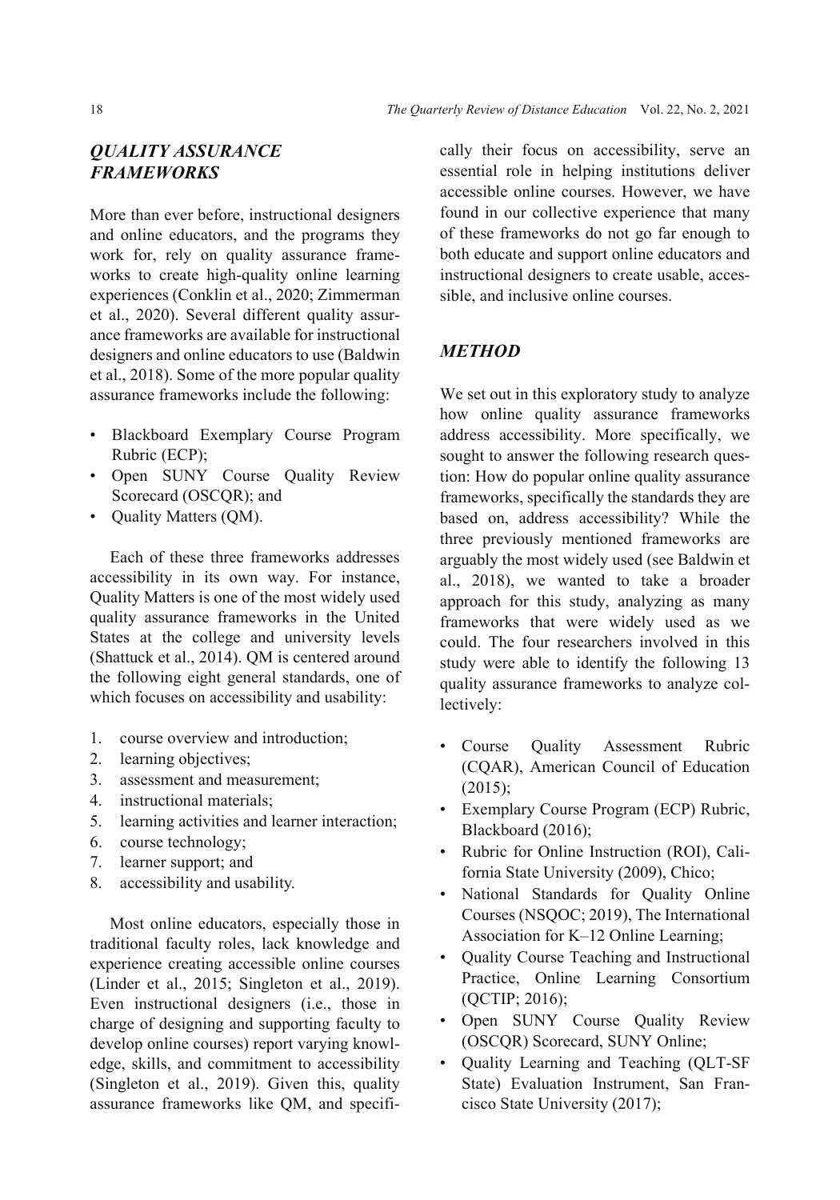## *QUALITY ASSURANCE FRAMEWORKS*

More than ever before, instructional designers and online educators, and the programs they work for, rely on quality assurance frameworks to create high-quality online learning experiences (Conklin et al., 2020; Zimmerman et al., 2020). Several different quality assurance frameworks are available for instructional designers and online educators to use (Baldwin et al., 2018). Some of the more popular quality assurance frameworks include the following:

- Blackboard Exemplary Course Program Rubric (ECP);
- Open SUNY Course Quality Review Scorecard (OSCQR); and
- Quality Matters (QM).

Each of these three frameworks addresses accessibility in its own way. For instance, Quality Matters is one of the most widely used quality assurance frameworks in the United States at the college and university levels (Shattuck et al., 2014). QM is centered around the following eight general standards, one of which focuses on accessibility and usability:

1. course overview and introduction;
2. learning objectives;
3. assessment and measurement;
4. instructional materials;
5. learning activities and learner interaction;
6. course technology;
7. learner support; and
8. accessibility and usability.

Most online educators, especially those in traditional faculty roles, lack knowledge and experience creating accessible online courses (Linder et al., 2015; Singleton et al., 2019). Even instructional designers (i.e., those in charge of designing and supporting faculty to develop online courses) report varying knowledge, skills, and commitment to accessibility (Singleton et al., 2019). Given this, quality assurance frameworks like QM, and specifically their focus on accessibility, serve an essential role in helping institutions deliver accessible online courses. However, we have found in our collective experience that many of these frameworks do not go far enough to both educate and support online educators and instructional designers to create usable, accessible, and inclusive online courses.

## *METHOD*

We set out in this exploratory study to analyze how online quality assurance frameworks address accessibility. More specifically, we sought to answer the following research question: How do popular online quality assurance frameworks, specifically the standards they are based on, address accessibility? While the three previously mentioned frameworks are arguably the most widely used (see Baldwin et al., 2018), we wanted to take a broader approach for this study, analyzing as many frameworks that were widely used as we could. The four researchers involved in this study were able to identify the following 13 quality assurance frameworks to analyze collectively:

- Course Quality Assessment Rubric (CQAR), American Council of Education (2015);
- Exemplary Course Program (ECP) Rubric, Blackboard (2016);
- Rubric for Online Instruction (ROI), California State University (2009), Chico;
- National Standards for Quality Online Courses (NSQOC; 2019), The International Association for K–12 Online Learning;
- Quality Course Teaching and Instructional Practice, Online Learning Consortium (QCTIP; 2016);
- Open SUNY Course Quality Review (OSCQR) Scorecard, SUNY Online;
- Quality Learning and Teaching (QLT-SF State) Evaluation Instrument, San Francisco State University (2017);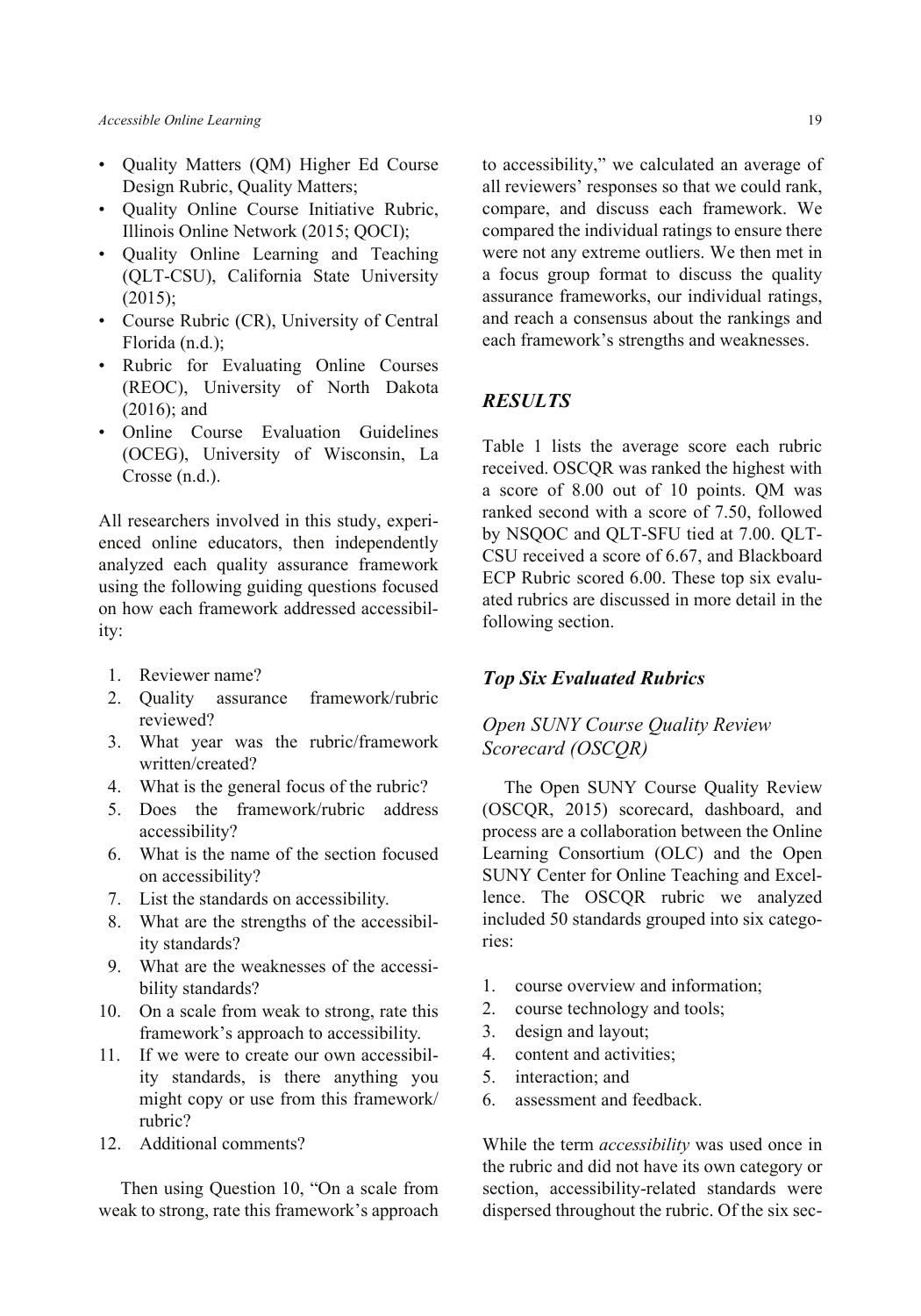- Quality Matters (QM) Higher Ed Course Design Rubric, Quality Matters;
- Quality Online Course Initiative Rubric, Illinois Online Network (2015; QOCI);
- Quality Online Learning and Teaching (QLT-CSU), California State University (2015);
- Course Rubric (CR), University of Central Florida (n.d.);
- Rubric for Evaluating Online Courses (REOC), University of North Dakota (2016); and
- Online Course Evaluation Guidelines (OCEG), University of Wisconsin, La Crosse (n.d.).

All researchers involved in this study, experienced online educators, then independently analyzed each quality assurance framework using the following guiding questions focused on how each framework addressed accessibility:

1. Reviewer name?
2. Quality assurance framework/rubric reviewed?
3. What year was the rubric/framework written/created?
4. What is the general focus of the rubric?
5. Does the framework/rubric address accessibility?
6. What is the name of the section focused on accessibility?
7. List the standards on accessibility.
8. What are the strengths of the accessibility standards?
9. What are the weaknesses of the accessibility standards?
10. On a scale from weak to strong, rate this framework's approach to accessibility.
11. If we were to create our own accessibility standards, is there anything you might copy or use from this framework/rubric?
12. Additional comments?

Then using Question 10, "On a scale from weak to strong, rate this framework's approach to accessibility," we calculated an average of all reviewers' responses so that we could rank, compare, and discuss each framework. We compared the individual ratings to ensure there were not any extreme outliers. We then met in a focus group format to discuss the quality assurance frameworks, our individual ratings, and reach a consensus about the rankings and each framework's strengths and weaknesses.

## *RESULTS*

Table 1 lists the average score each rubric received. OSCQR was ranked the highest with a score of 8.00 out of 10 points. QM was ranked second with a score of 7.50, followed by NSQOC and QLT-SFU tied at 7.00. QLT-CSU received a score of 6.67, and Blackboard ECP Rubric scored 6.00. These top six evaluated rubrics are discussed in more detail in the following section.

### *Top Six Evaluated Rubrics*

#### *Open SUNY Course Quality Review Scorecard (OSCQR)*

The Open SUNY Course Quality Review (OSCQR, 2015) scorecard, dashboard, and process are a collaboration between the Online Learning Consortium (OLC) and the Open SUNY Center for Online Teaching and Excellence. The OSCQR rubric we analyzed included 50 standards grouped into six categories:

1. course overview and information;
2. course technology and tools;
3. design and layout;
4. content and activities;
5. interaction; and
6. assessment and feedback.

While the term *accessibility* was used once in the rubric and did not have its own category or section, accessibility-related standards were dispersed throughout the rubric. Of the six sec-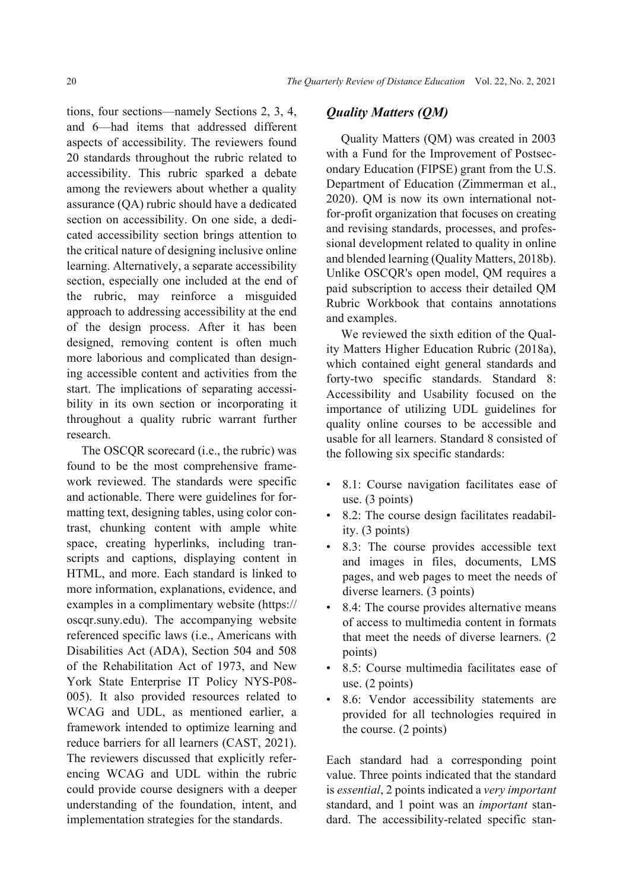tions, four sections—namely Sections 2, 3, 4, and 6—had items that addressed different aspects of accessibility. The reviewers found 20 standards throughout the rubric related to accessibility. This rubric sparked a debate among the reviewers about whether a quality assurance (QA) rubric should have a dedicated section on accessibility. On one side, a dedicated accessibility section brings attention to the critical nature of designing inclusive online learning. Alternatively, a separate accessibility section, especially one included at the end of the rubric, may reinforce a misguided approach to addressing accessibility at the end of the design process. After it has been designed, removing content is often much more laborious and complicated than designing accessible content and activities from the start. The implications of separating accessibility in its own section or incorporating it throughout a quality rubric warrant further research.

The OSCQR scorecard (i.e., the rubric) was found to be the most comprehensive framework reviewed. The standards were specific and actionable. There were guidelines for formatting text, designing tables, using color contrast, chunking content with ample white space, creating hyperlinks, including transcripts and captions, displaying content in HTML, and more. Each standard is linked to more information, explanations, evidence, and examples in a complimentary website (https://oscqr.suny.edu). The accompanying website referenced specific laws (i.e., Americans with Disabilities Act (ADA), Section 504 and 508 of the Rehabilitation Act of 1973, and New York State Enterprise IT Policy NYS-P08-005). It also provided resources related to WCAG and UDL, as mentioned earlier, a framework intended to optimize learning and reduce barriers for all learners (CAST, 2021). The reviewers discussed that explicitly referencing WCAG and UDL within the rubric could provide course designers with a deeper understanding of the foundation, intent, and implementation strategies for the standards.

### *Quality Matters (QM)*

Quality Matters (QM) was created in 2003 with a Fund for the Improvement of Postsecondary Education (FIPSE) grant from the U.S. Department of Education (Zimmerman et al., 2020). QM is now its own international not-for-profit organization that focuses on creating and revising standards, processes, and professional development related to quality in online and blended learning (Quality Matters, 2018b). Unlike OSCQR's open model, QM requires a paid subscription to access their detailed QM Rubric Workbook that contains annotations and examples.

We reviewed the sixth edition of the Quality Matters Higher Education Rubric (2018a), which contained eight general standards and forty-two specific standards. Standard 8: Accessibility and Usability focused on the importance of utilizing UDL guidelines for quality online courses to be accessible and usable for all learners. Standard 8 consisted of the following six specific standards:

- 8.1: Course navigation facilitates ease of use. (3 points)
- 8.2: The course design facilitates readability. (3 points)
- 8.3: The course provides accessible text and images in files, documents, LMS pages, and web pages to meet the needs of diverse learners. (3 points)
- 8.4: The course provides alternative means of access to multimedia content in formats that meet the needs of diverse learners. (2 points)
- 8.5: Course multimedia facilitates ease of use. (2 points)
- 8.6: Vendor accessibility statements are provided for all technologies required in the course. (2 points)

Each standard had a corresponding point value. Three points indicated that the standard is *essential*, 2 points indicated a *very important* standard, and 1 point was an *important* standard. The accessibility-related specific stan-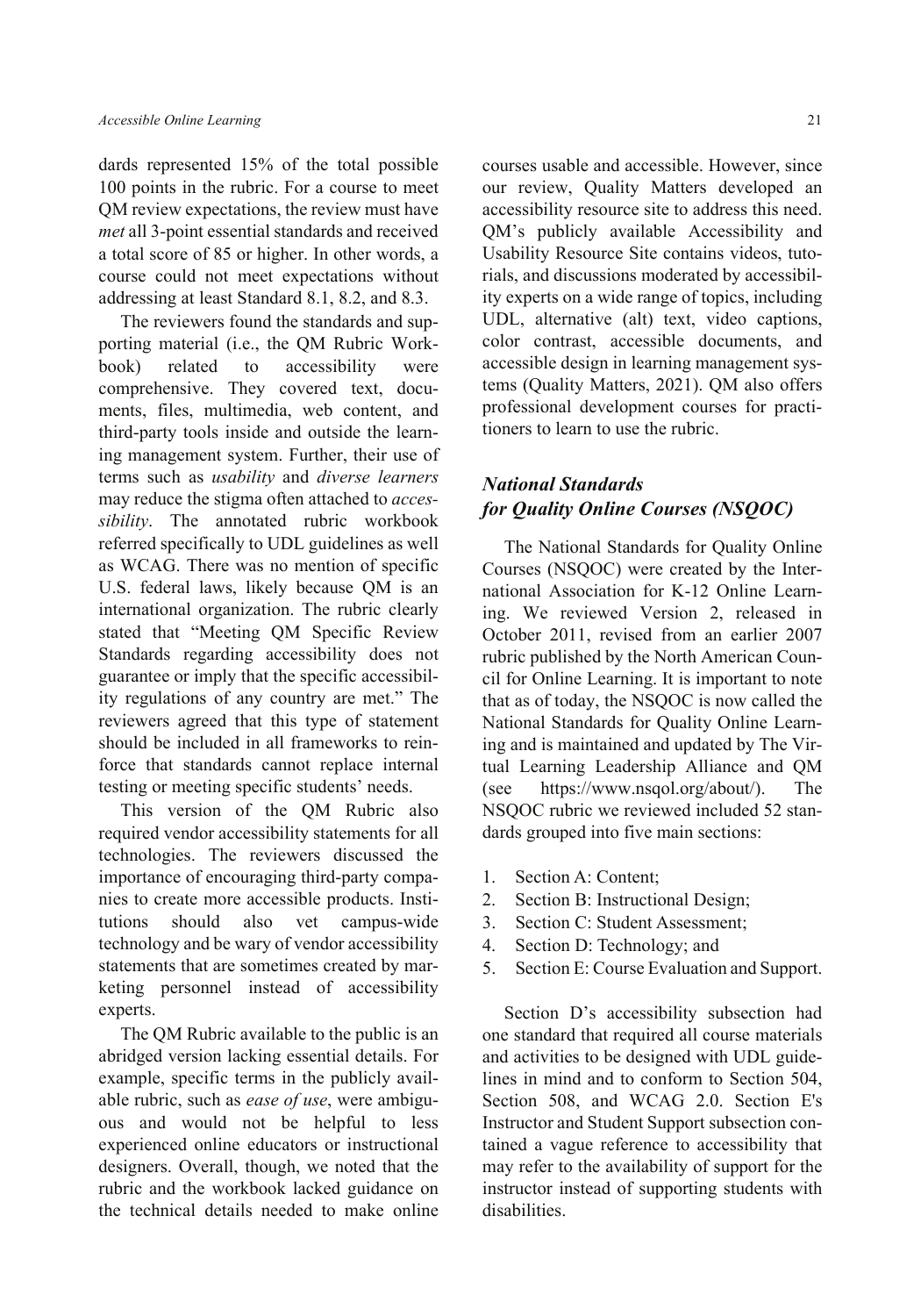dards represented 15% of the total possible 100 points in the rubric. For a course to meet QM review expectations, the review must have *met* all 3-point essential standards and received a total score of 85 or higher. In other words, a course could not meet expectations without addressing at least Standard 8.1, 8.2, and 8.3.

The reviewers found the standards and supporting material (i.e., the QM Rubric Workbook) related to accessibility were comprehensive. They covered text, documents, files, multimedia, web content, and third-party tools inside and outside the learning management system. Further, their use of terms such as *usability* and *diverse learners* may reduce the stigma often attached to *accessibility*. The annotated rubric workbook referred specifically to UDL guidelines as well as WCAG. There was no mention of specific U.S. federal laws, likely because QM is an international organization. The rubric clearly stated that "Meeting QM Specific Review Standards regarding accessibility does not guarantee or imply that the specific accessibility regulations of any country are met." The reviewers agreed that this type of statement should be included in all frameworks to reinforce that standards cannot replace internal testing or meeting specific students' needs.

This version of the QM Rubric also required vendor accessibility statements for all technologies. The reviewers discussed the importance of encouraging third-party companies to create more accessible products. Institutions should also vet campus-wide technology and be wary of vendor accessibility statements that are sometimes created by marketing personnel instead of accessibility experts.

The QM Rubric available to the public is an abridged version lacking essential details. For example, specific terms in the publicly available rubric, such as *ease of use*, were ambiguous and would not be helpful to less experienced online educators or instructional designers. Overall, though, we noted that the rubric and the workbook lacked guidance on the technical details needed to make online courses usable and accessible. However, since our review, Quality Matters developed an accessibility resource site to address this need. QM's publicly available Accessibility and Usability Resource Site contains videos, tutorials, and discussions moderated by accessibility experts on a wide range of topics, including UDL, alternative (alt) text, video captions, color contrast, accessible documents, and accessible design in learning management systems (Quality Matters, 2021). QM also offers professional development courses for practitioners to learn to use the rubric.

### *National Standards for Quality Online Courses (NSQOC)*

The National Standards for Quality Online Courses (NSQOC) were created by the International Association for K-12 Online Learning. We reviewed Version 2, released in October 2011, revised from an earlier 2007 rubric published by the North American Council for Online Learning. It is important to note that as of today, the NSQOC is now called the National Standards for Quality Online Learning and is maintained and updated by The Virtual Learning Leadership Alliance and QM (see https://www.nsqol.org/about/). The NSQOC rubric we reviewed included 52 standards grouped into five main sections:

1. Section A: Content;
2. Section B: Instructional Design;
3. Section C: Student Assessment;
4. Section D: Technology; and
5. Section E: Course Evaluation and Support.

Section D's accessibility subsection had one standard that required all course materials and activities to be designed with UDL guidelines in mind and to conform to Section 504, Section 508, and WCAG 2.0. Section E's Instructor and Student Support subsection contained a vague reference to accessibility that may refer to the availability of support for the instructor instead of supporting students with disabilities.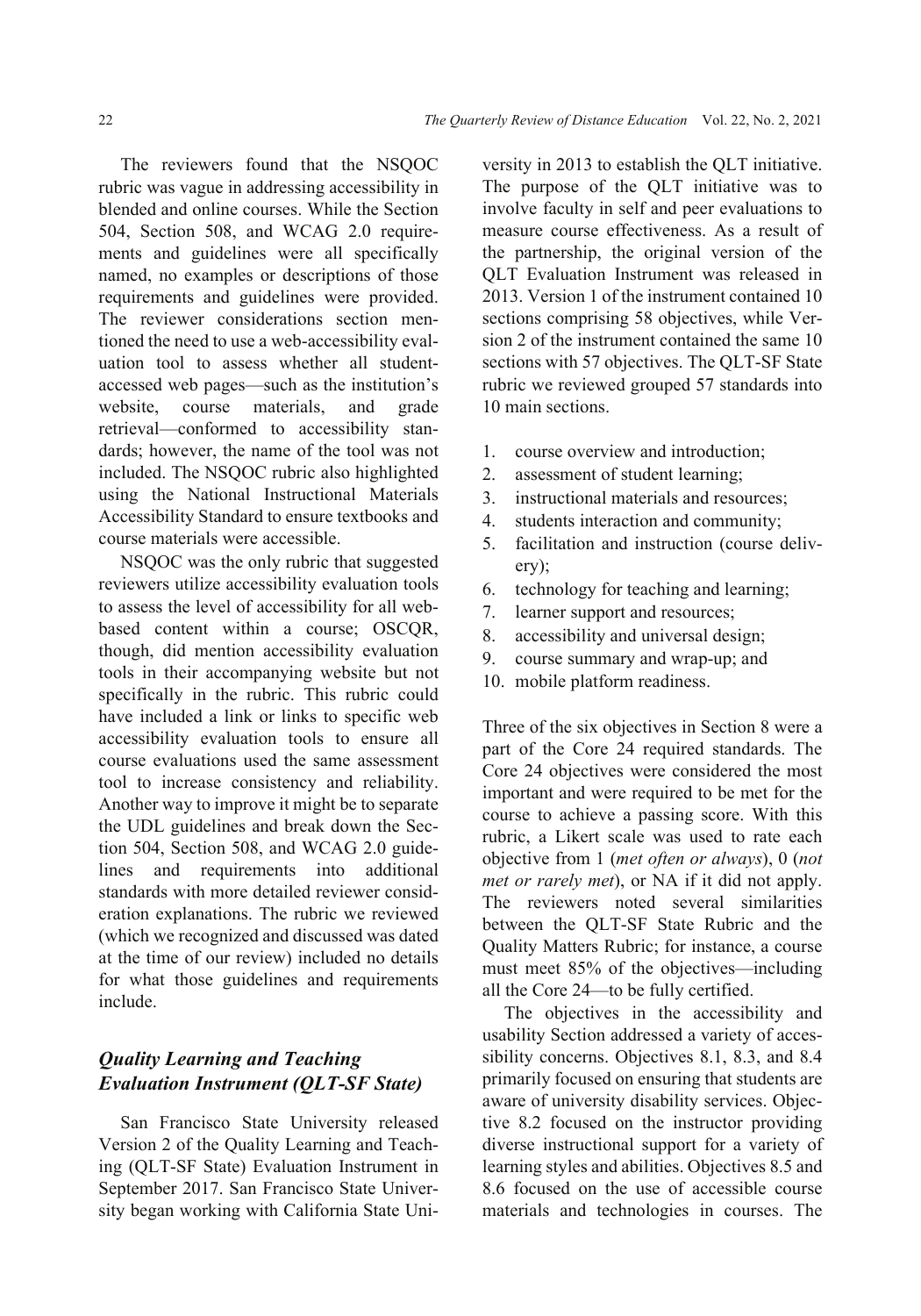The reviewers found that the NSQOC rubric was vague in addressing accessibility in blended and online courses. While the Section 504, Section 508, and WCAG 2.0 requirements and guidelines were all specifically named, no examples or descriptions of those requirements and guidelines were provided. The reviewer considerations section mentioned the need to use a web-accessibility evaluation tool to assess whether all student-accessed web pages—such as the institution's website, course materials, and grade retrieval—conformed to accessibility standards; however, the name of the tool was not included. The NSQOC rubric also highlighted using the National Instructional Materials Accessibility Standard to ensure textbooks and course materials were accessible.

NSQOC was the only rubric that suggested reviewers utilize accessibility evaluation tools to assess the level of accessibility for all web-based content within a course; OSCQR, though, did mention accessibility evaluation tools in their accompanying website but not specifically in the rubric. This rubric could have included a link or links to specific web accessibility evaluation tools to ensure all course evaluations used the same assessment tool to increase consistency and reliability. Another way to improve it might be to separate the UDL guidelines and break down the Section 504, Section 508, and WCAG 2.0 guidelines and requirements into additional standards with more detailed reviewer consideration explanations. The rubric we reviewed (which we recognized and discussed was dated at the time of our review) included no details for what those guidelines and requirements include.

### *Quality Learning and Teaching Evaluation Instrument (QLT-SF State)*

San Francisco State University released Version 2 of the Quality Learning and Teaching (QLT-SF State) Evaluation Instrument in September 2017. San Francisco State University began working with California State University in 2013 to establish the QLT initiative. The purpose of the QLT initiative was to involve faculty in self and peer evaluations to measure course effectiveness. As a result of the partnership, the original version of the QLT Evaluation Instrument was released in 2013. Version 1 of the instrument contained 10 sections comprising 58 objectives, while Version 2 of the instrument contained the same 10 sections with 57 objectives. The QLT-SF State rubric we reviewed grouped 57 standards into 10 main sections.

1. course overview and introduction;
2. assessment of student learning;
3. instructional materials and resources;
4. students interaction and community;
5. facilitation and instruction (course delivery);
6. technology for teaching and learning;
7. learner support and resources;
8. accessibility and universal design;
9. course summary and wrap-up; and
10. mobile platform readiness.

Three of the six objectives in Section 8 were a part of the Core 24 required standards. The Core 24 objectives were considered the most important and were required to be met for the course to achieve a passing score. With this rubric, a Likert scale was used to rate each objective from 1 (*met often or always*), 0 (*not met or rarely met*), or NA if it did not apply. The reviewers noted several similarities between the QLT-SF State Rubric and the Quality Matters Rubric; for instance, a course must meet 85% of the objectives—including all the Core 24—to be fully certified.

The objectives in the accessibility and usability Section addressed a variety of accessibility concerns. Objectives 8.1, 8.3, and 8.4 primarily focused on ensuring that students are aware of university disability services. Objective 8.2 focused on the instructor providing diverse instructional support for a variety of learning styles and abilities. Objectives 8.5 and 8.6 focused on the use of accessible course materials and technologies in courses. The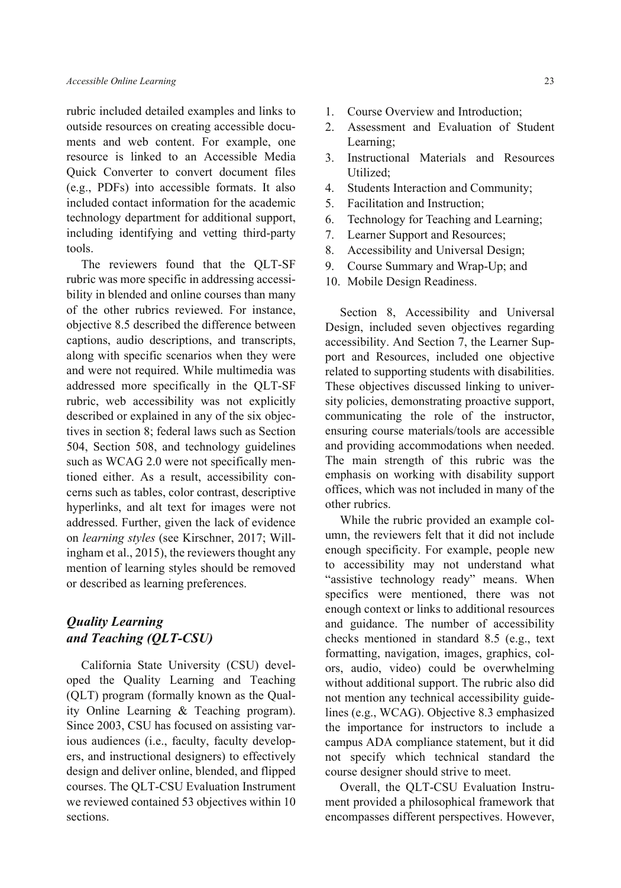rubric included detailed examples and links to outside resources on creating accessible documents and web content. For example, one resource is linked to an Accessible Media Quick Converter to convert document files (e.g., PDFs) into accessible formats. It also included contact information for the academic technology department for additional support, including identifying and vetting third-party tools.

The reviewers found that the QLT-SF rubric was more specific in addressing accessibility in blended and online courses than many of the other rubrics reviewed. For instance, objective 8.5 described the difference between captions, audio descriptions, and transcripts, along with specific scenarios when they were and were not required. While multimedia was addressed more specifically in the QLT-SF rubric, web accessibility was not explicitly described or explained in any of the six objectives in section 8; federal laws such as Section 504, Section 508, and technology guidelines such as WCAG 2.0 were not specifically mentioned either. As a result, accessibility concerns such as tables, color contrast, descriptive hyperlinks, and alt text for images were not addressed. Further, given the lack of evidence on *learning styles* (see Kirschner, 2017; Willingham et al., 2015), the reviewers thought any mention of learning styles should be removed or described as learning preferences.

### *Quality Learning and Teaching (QLT-CSU)*

California State University (CSU) developed the Quality Learning and Teaching (QLT) program (formally known as the Quality Online Learning & Teaching program). Since 2003, CSU has focused on assisting various audiences (i.e., faculty, faculty developers, and instructional designers) to effectively design and deliver online, blended, and flipped courses. The QLT-CSU Evaluation Instrument we reviewed contained 53 objectives within 10 sections.

1. Course Overview and Introduction;
2. Assessment and Evaluation of Student Learning;
3. Instructional Materials and Resources Utilized;
4. Students Interaction and Community;
5. Facilitation and Instruction;
6. Technology for Teaching and Learning;
7. Learner Support and Resources;
8. Accessibility and Universal Design;
9. Course Summary and Wrap-Up; and
10. Mobile Design Readiness.

Section 8, Accessibility and Universal Design, included seven objectives regarding accessibility. And Section 7, the Learner Support and Resources, included one objective related to supporting students with disabilities. These objectives discussed linking to university policies, demonstrating proactive support, communicating the role of the instructor, ensuring course materials/tools are accessible and providing accommodations when needed. The main strength of this rubric was the emphasis on working with disability support offices, which was not included in many of the other rubrics.

While the rubric provided an example column, the reviewers felt that it did not include enough specificity. For example, people new to accessibility may not understand what "assistive technology ready" means. When specifics were mentioned, there was not enough context or links to additional resources and guidance. The number of accessibility checks mentioned in standard 8.5 (e.g., text formatting, navigation, images, graphics, colors, audio, video) could be overwhelming without additional support. The rubric also did not mention any technical accessibility guidelines (e.g., WCAG). Objective 8.3 emphasized the importance for instructors to include a campus ADA compliance statement, but it did not specify which technical standard the course designer should strive to meet.

Overall, the QLT-CSU Evaluation Instrument provided a philosophical framework that encompasses different perspectives. However,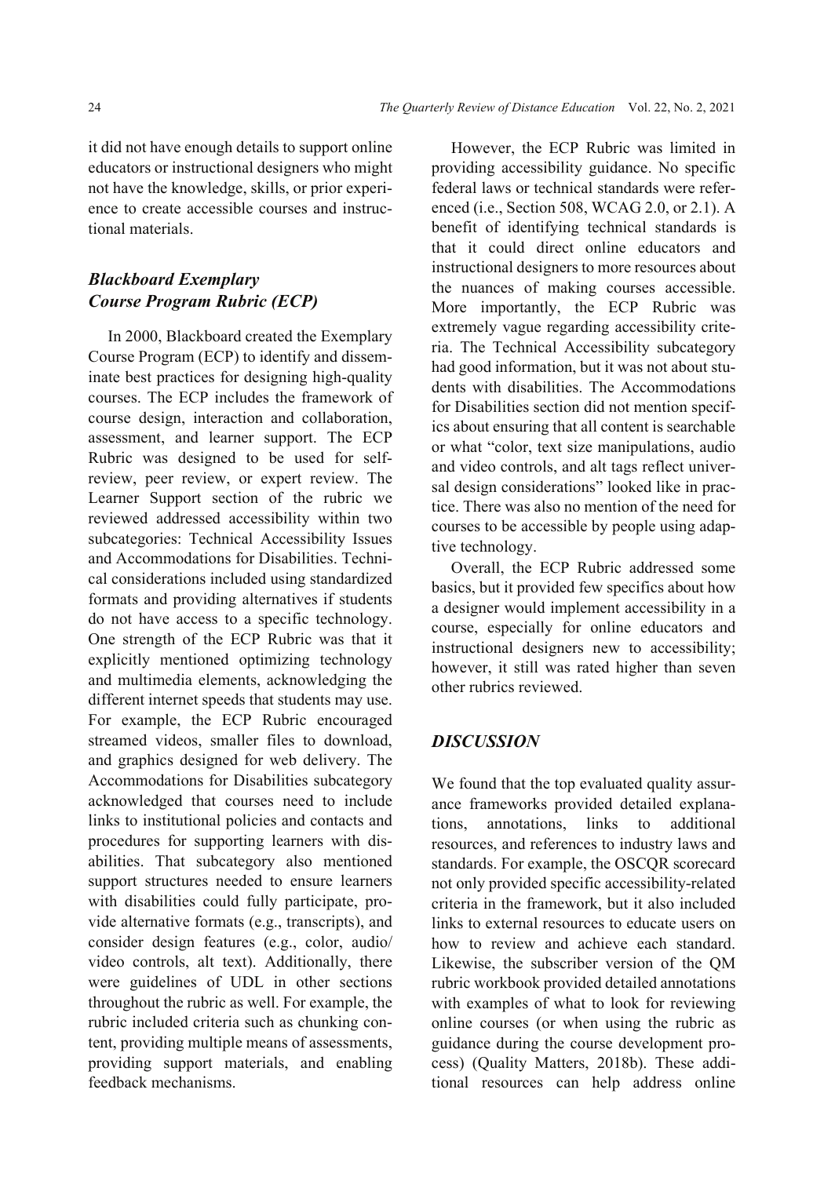it did not have enough details to support online educators or instructional designers who might not have the knowledge, skills, or prior experience to create accessible courses and instructional materials.

### *Blackboard Exemplary Course Program Rubric (ECP)*

In 2000, Blackboard created the Exemplary Course Program (ECP) to identify and disseminate best practices for designing high-quality courses. The ECP includes the framework of course design, interaction and collaboration, assessment, and learner support. The ECP Rubric was designed to be used for self-review, peer review, or expert review. The Learner Support section of the rubric we reviewed addressed accessibility within two subcategories: Technical Accessibility Issues and Accommodations for Disabilities. Technical considerations included using standardized formats and providing alternatives if students do not have access to a specific technology. One strength of the ECP Rubric was that it explicitly mentioned optimizing technology and multimedia elements, acknowledging the different internet speeds that students may use. For example, the ECP Rubric encouraged streamed videos, smaller files to download, and graphics designed for web delivery. The Accommodations for Disabilities subcategory acknowledged that courses need to include links to institutional policies and contacts and procedures for supporting learners with disabilities. That subcategory also mentioned support structures needed to ensure learners with disabilities could fully participate, provide alternative formats (e.g., transcripts), and consider design features (e.g., color, audio/video controls, alt text). Additionally, there were guidelines of UDL in other sections throughout the rubric as well. For example, the rubric included criteria such as chunking content, providing multiple means of assessments, providing support materials, and enabling feedback mechanisms.

However, the ECP Rubric was limited in providing accessibility guidance. No specific federal laws or technical standards were referenced (i.e., Section 508, WCAG 2.0, or 2.1). A benefit of identifying technical standards is that it could direct online educators and instructional designers to more resources about the nuances of making courses accessible. More importantly, the ECP Rubric was extremely vague regarding accessibility criteria. The Technical Accessibility subcategory had good information, but it was not about students with disabilities. The Accommodations for Disabilities section did not mention specifics about ensuring that all content is searchable or what "color, text size manipulations, audio and video controls, and alt tags reflect universal design considerations" looked like in practice. There was also no mention of the need for courses to be accessible by people using adaptive technology.

Overall, the ECP Rubric addressed some basics, but it provided few specifics about how a designer would implement accessibility in a course, especially for online educators and instructional designers new to accessibility; however, it still was rated higher than seven other rubrics reviewed.

## *DISCUSSION*

We found that the top evaluated quality assurance frameworks provided detailed explanations, annotations, links to additional resources, and references to industry laws and standards. For example, the OSCQR scorecard not only provided specific accessibility-related criteria in the framework, but it also included links to external resources to educate users on how to review and achieve each standard. Likewise, the subscriber version of the QM rubric workbook provided detailed annotations with examples of what to look for reviewing online courses (or when using the rubric as guidance during the course development process) (Quality Matters, 2018b). These additional resources can help address online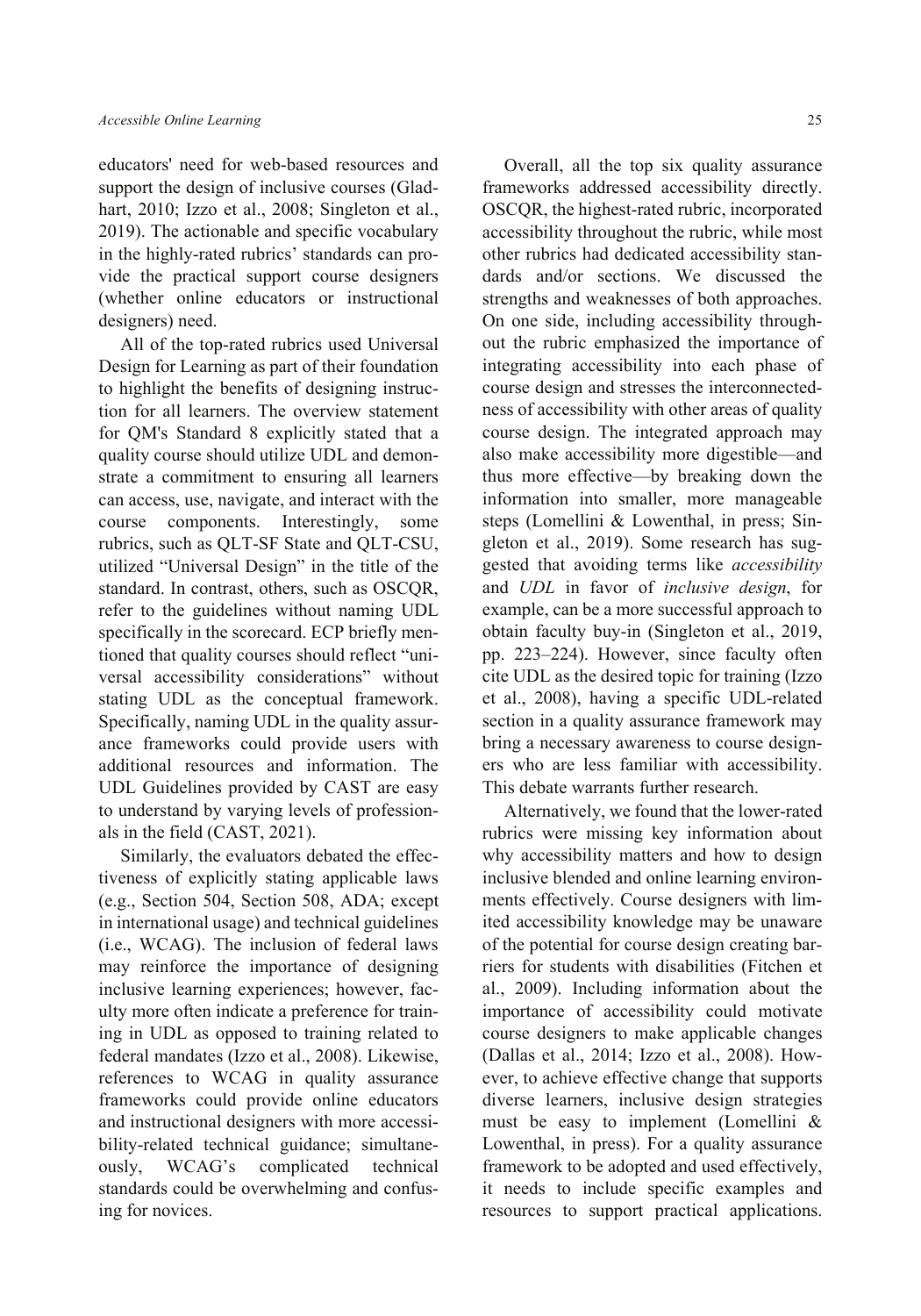educators' need for web-based resources and support the design of inclusive courses (Gladhart, 2010; Izzo et al., 2008; Singleton et al., 2019). The actionable and specific vocabulary in the highly-rated rubrics' standards can provide the practical support course designers (whether online educators or instructional designers) need.

All of the top-rated rubrics used Universal Design for Learning as part of their foundation to highlight the benefits of designing instruction for all learners. The overview statement for QM's Standard 8 explicitly stated that a quality course should utilize UDL and demonstrate a commitment to ensuring all learners can access, use, navigate, and interact with the course components. Interestingly, some rubrics, such as QLT-SF State and QLT-CSU, utilized "Universal Design" in the title of the standard. In contrast, others, such as OSCQR, refer to the guidelines without naming UDL specifically in the scorecard. ECP briefly mentioned that quality courses should reflect "universal accessibility considerations" without stating UDL as the conceptual framework. Specifically, naming UDL in the quality assurance frameworks could provide users with additional resources and information. The UDL Guidelines provided by CAST are easy to understand by varying levels of professionals in the field (CAST, 2021).

Similarly, the evaluators debated the effectiveness of explicitly stating applicable laws (e.g., Section 504, Section 508, ADA; except in international usage) and technical guidelines (i.e., WCAG). The inclusion of federal laws may reinforce the importance of designing inclusive learning experiences; however, faculty more often indicate a preference for training in UDL as opposed to training related to federal mandates (Izzo et al., 2008). Likewise, references to WCAG in quality assurance frameworks could provide online educators and instructional designers with more accessibility-related technical guidance; simultaneously, WCAG's complicated technical standards could be overwhelming and confusing for novices.

Overall, all the top six quality assurance frameworks addressed accessibility directly. OSCQR, the highest-rated rubric, incorporated accessibility throughout the rubric, while most other rubrics had dedicated accessibility standards and/or sections. We discussed the strengths and weaknesses of both approaches. On one side, including accessibility throughout the rubric emphasized the importance of integrating accessibility into each phase of course design and stresses the interconnectedness of accessibility with other areas of quality course design. The integrated approach may also make accessibility more digestible—and thus more effective—by breaking down the information into smaller, more manageable steps (Lomellini & Lowenthal, in press; Singleton et al., 2019). Some research has suggested that avoiding terms like *accessibility* and *UDL* in favor of *inclusive design*, for example, can be a more successful approach to obtain faculty buy-in (Singleton et al., 2019, pp. 223–224). However, since faculty often cite UDL as the desired topic for training (Izzo et al., 2008), having a specific UDL-related section in a quality assurance framework may bring a necessary awareness to course designers who are less familiar with accessibility. This debate warrants further research.

Alternatively, we found that the lower-rated rubrics were missing key information about why accessibility matters and how to design inclusive blended and online learning environments effectively. Course designers with limited accessibility knowledge may be unaware of the potential for course design creating barriers for students with disabilities (Fitchen et al., 2009). Including information about the importance of accessibility could motivate course designers to make applicable changes (Dallas et al., 2014; Izzo et al., 2008). However, to achieve effective change that supports diverse learners, inclusive design strategies must be easy to implement (Lomellini & Lowenthal, in press). For a quality assurance framework to be adopted and used effectively, it needs to include specific examples and resources to support practical applications.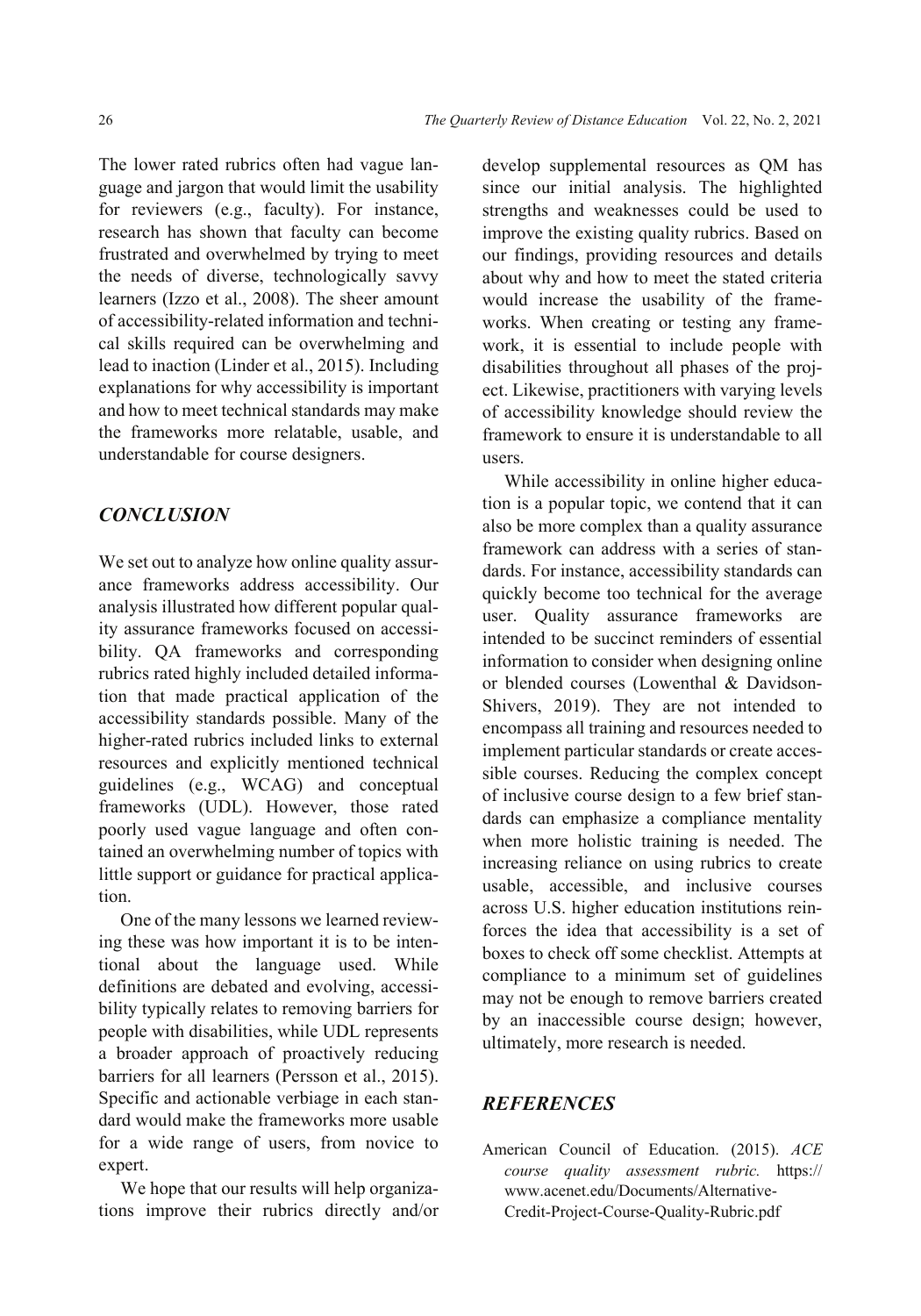The lower rated rubrics often had vague language and jargon that would limit the usability for reviewers (e.g., faculty). For instance, research has shown that faculty can become frustrated and overwhelmed by trying to meet the needs of diverse, technologically savvy learners (Izzo et al., 2008). The sheer amount of accessibility-related information and technical skills required can be overwhelming and lead to inaction (Linder et al., 2015). Including explanations for why accessibility is important and how to meet technical standards may make the frameworks more relatable, usable, and understandable for course designers.

## *CONCLUSION*

We set out to analyze how online quality assurance frameworks address accessibility. Our analysis illustrated how different popular quality assurance frameworks focused on accessibility. QA frameworks and corresponding rubrics rated highly included detailed information that made practical application of the accessibility standards possible. Many of the higher-rated rubrics included links to external resources and explicitly mentioned technical guidelines (e.g., WCAG) and conceptual frameworks (UDL). However, those rated poorly used vague language and often contained an overwhelming number of topics with little support or guidance for practical application.

One of the many lessons we learned reviewing these was how important it is to be intentional about the language used. While definitions are debated and evolving, accessibility typically relates to removing barriers for people with disabilities, while UDL represents a broader approach of proactively reducing barriers for all learners (Persson et al., 2015). Specific and actionable verbiage in each standard would make the frameworks more usable for a wide range of users, from novice to expert.

We hope that our results will help organizations improve their rubrics directly and/or develop supplemental resources as QM has since our initial analysis. The highlighted strengths and weaknesses could be used to improve the existing quality rubrics. Based on our findings, providing resources and details about why and how to meet the stated criteria would increase the usability of the frameworks. When creating or testing any framework, it is essential to include people with disabilities throughout all phases of the project. Likewise, practitioners with varying levels of accessibility knowledge should review the framework to ensure it is understandable to all users.

While accessibility in online higher education is a popular topic, we contend that it can also be more complex than a quality assurance framework can address with a series of standards. For instance, accessibility standards can quickly become too technical for the average user. Quality assurance frameworks are intended to be succinct reminders of essential information to consider when designing online or blended courses (Lowenthal & Davidson-Shivers, 2019). They are not intended to encompass all training and resources needed to implement particular standards or create accessible courses. Reducing the complex concept of inclusive course design to a few brief standards can emphasize a compliance mentality when more holistic training is needed. The increasing reliance on using rubrics to create usable, accessible, and inclusive courses across U.S. higher education institutions reinforces the idea that accessibility is a set of boxes to check off some checklist. Attempts at compliance to a minimum set of guidelines may not be enough to remove barriers created by an inaccessible course design; however, ultimately, more research is needed.

## *REFERENCES*

American Council of Education. (2015). *ACE course quality assessment rubric.* https://www.acenet.edu/Documents/Alternative-Credit-Project-Course-Quality-Rubric.pdf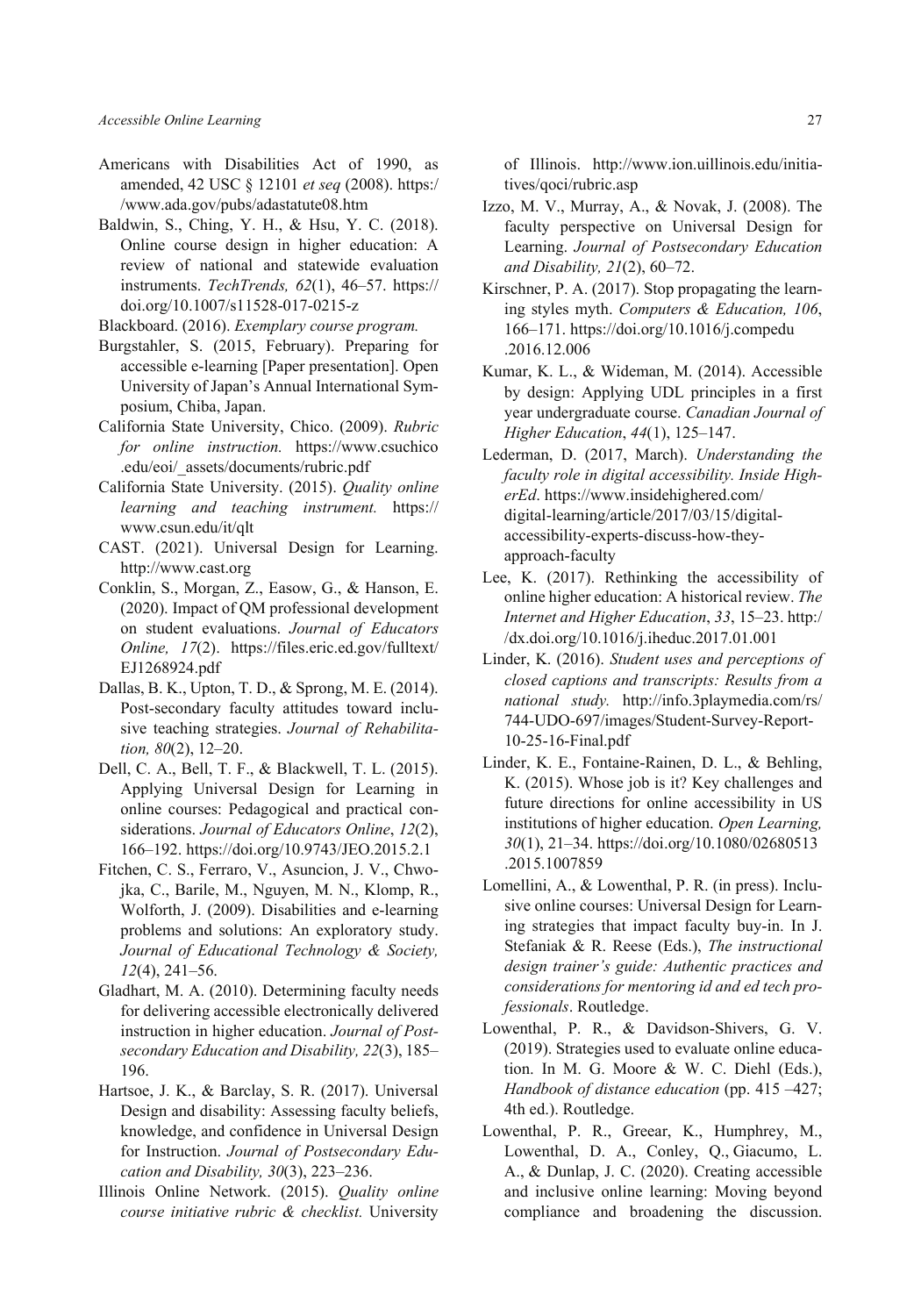Americans with Disabilities Act of 1990, as amended, 42 USC § 12101 *et seq* (2008). https://www.ada.gov/pubs/adastatute08.htm

Baldwin, S., Ching, Y. H., & Hsu, Y. C. (2018). Online course design in higher education: A review of national and statewide evaluation instruments. *TechTrends, 62*(1), 46–57. https://doi.org/10.1007/s11528-017-0215-z

Blackboard. (2016). *Exemplary course program.*

Burgstahler, S. (2015, February). Preparing for accessible e-learning [Paper presentation]. Open University of Japan's Annual International Symposium, Chiba, Japan.

California State University, Chico. (2009). *Rubric for online instruction.* https://www.csuchico.edu/eoi/_assets/documents/rubric.pdf

California State University. (2015). *Quality online learning and teaching instrument.* https://www.csun.edu/it/qlt

CAST. (2021). Universal Design for Learning. http://www.cast.org

Conklin, S., Morgan, Z., Easow, G., & Hanson, E. (2020). Impact of QM professional development on student evaluations. *Journal of Educators Online, 17*(2). https://files.eric.ed.gov/fulltext/EJ1268924.pdf

Dallas, B. K., Upton, T. D., & Sprong, M. E. (2014). Post-secondary faculty attitudes toward inclusive teaching strategies. *Journal of Rehabilitation, 80*(2), 12–20.

Dell, C. A., Bell, T. F., & Blackwell, T. L. (2015). Applying Universal Design for Learning in online courses: Pedagogical and practical considerations. *Journal of Educators Online*, *12*(2), 166–192. https://doi.org/10.9743/JEO.2015.2.1

Fitchen, C. S., Ferraro, V., Asuncion, J. V., Chwojka, C., Barile, M., Nguyen, M. N., Klomp, R., Wolforth, J. (2009). Disabilities and e-learning problems and solutions: An exploratory study. *Journal of Educational Technology & Society, 12*(4), 241–56.

Gladhart, M. A. (2010). Determining faculty needs for delivering accessible electronically delivered instruction in higher education. *Journal of Postsecondary Education and Disability, 22*(3), 185–196.

Hartsoe, J. K., & Barclay, S. R. (2017). Universal Design and disability: Assessing faculty beliefs, knowledge, and confidence in Universal Design for Instruction. *Journal of Postsecondary Education and Disability, 30*(3), 223–236.

Illinois Online Network. (2015). *Quality online course initiative rubric & checklist.* University of Illinois. http://www.ion.uillinois.edu/initiatives/qoci/rubric.asp

Izzo, M. V., Murray, A., & Novak, J. (2008). The faculty perspective on Universal Design for Learning. *Journal of Postsecondary Education and Disability, 21*(2), 60–72.

Kirschner, P. A. (2017). Stop propagating the learning styles myth. *Computers & Education, 106*, 166–171. https://doi.org/10.1016/j.compedu.2016.12.006

Kumar, K. L., & Wideman, M. (2014). Accessible by design: Applying UDL principles in a first year undergraduate course. *Canadian Journal of Higher Education*, *44*(1), 125–147.

Lederman, D. (2017, March). *Understanding the faculty role in digital accessibility. Inside HigherEd*. https://www.insidehighered.com/digital-learning/article/2017/03/15/digital-accessibility-experts-discuss-how-they-approach-faculty

Lee, K. (2017). Rethinking the accessibility of online higher education: A historical review. *The Internet and Higher Education*, *33*, 15–23. http://dx.doi.org/10.1016/j.iheduc.2017.01.001

Linder, K. (2016). *Student uses and perceptions of closed captions and transcripts: Results from a national study.* http://info.3playmedia.com/rs/744-UDO-697/images/Student-Survey-Report-10-25-16-Final.pdf

Linder, K. E., Fontaine-Rainen, D. L., & Behling, K. (2015). Whose job is it? Key challenges and future directions for online accessibility in US institutions of higher education. *Open Learning, 30*(1), 21–34. https://doi.org/10.1080/02680513.2015.1007859

Lomellini, A., & Lowenthal, P. R. (in press). Inclusive online courses: Universal Design for Learning strategies that impact faculty buy-in. In J. Stefaniak & R. Reese (Eds.), *The instructional design trainer's guide: Authentic practices and considerations for mentoring id and ed tech professionals*. Routledge.

Lowenthal, P. R., & Davidson-Shivers, G. V. (2019). Strategies used to evaluate online education. In M. G. Moore & W. C. Diehl (Eds.), *Handbook of distance education* (pp. 415 –427; 4th ed.). Routledge.

Lowenthal, P. R., Greear, K., Humphrey, M., Lowenthal, D. A., Conley, Q., Giacumo, L. A., & Dunlap, J. C. (2020). Creating accessible and inclusive online learning: Moving beyond compliance and broadening the discussion.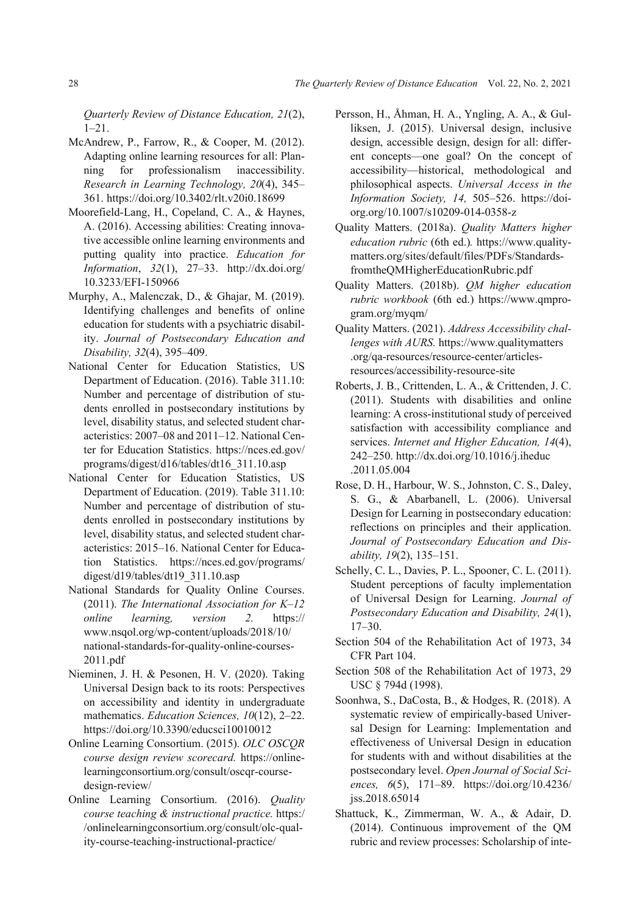*Quarterly Review of Distance Education, 21*(2), 1–21.

McAndrew, P., Farrow, R., & Cooper, M. (2012). Adapting online learning resources for all: Planning for professionalism inaccessibility. *Research in Learning Technology, 20*(4), 345–361. https://doi.org/10.3402/rlt.v20i0.18699

Moorefield-Lang, H., Copeland, C. A., & Haynes, A. (2016). Accessing abilities: Creating innovative accessible online learning environments and putting quality into practice. *Education for Information*, *32*(1), 27–33. http://dx.doi.org/10.3233/EFI-150966

Murphy, A., Malenczak, D., & Ghajar, M. (2019). Identifying challenges and benefits of online education for students with a psychiatric disability. *Journal of Postsecondary Education and Disability, 32*(4), 395–409.

National Center for Education Statistics, US Department of Education. (2016). Table 311.10: Number and percentage of distribution of students enrolled in postsecondary institutions by level, disability status, and selected student characteristics: 2007–08 and 2011–12. National Center for Education Statistics. https://nces.ed.gov/programs/digest/d16/tables/dt16_311.10.asp

National Center for Education Statistics, US Department of Education. (2019). Table 311.10: Number and percentage of distribution of students enrolled in postsecondary institutions by level, disability status, and selected student characteristics: 2015–16. National Center for Education Statistics. https://nces.ed.gov/programs/digest/d19/tables/dt19_311.10.asp

National Standards for Quality Online Courses. (2011). *The International Association for K–12 online learning, version 2.* https://www.nsqol.org/wp-content/uploads/2018/10/national-standards-for-quality-online-courses-2011.pdf

Nieminen, J. H. & Pesonen, H. V. (2020). Taking Universal Design back to its roots: Perspectives on accessibility and identity in undergraduate mathematics. *Education Sciences, 10*(12), 2–22. https://doi.org/10.3390/educsci10010012

Online Learning Consortium. (2015). *OLC OSCQR course design review scorecard.* https://onlinelearningconsortium.org/consult/oscqr-course-design-review/

Online Learning Consortium. (2016). *Quality course teaching & instructional practice.* https://onlinelearningconsortium.org/consult/olc-quality-course-teaching-instructional-practice/

Persson, H., Åhman, H. A., Yngling, A. A., & Gulliksen, J. (2015). Universal design, inclusive design, accessible design, design for all: different concepts—one goal? On the concept of accessibility—historical, methodological and philosophical aspects. *Universal Access in the Information Society, 14,* 505–526. https://doi-org.org/10.1007/s10209-014-0358-z

Quality Matters. (2018a). *Quality Matters higher education rubric* (6th ed.)*.* https://www.qualitymatters.org/sites/default/files/PDFs/StandardsfromtheQMHigherEducationRubric.pdf

Quality Matters. (2018b). *QM higher education rubric workbook* (6th ed.) https://www.qmprogram.org/myqm/

Quality Matters. (2021). *Address Accessibility challenges with AURS.* https://www.qualitymatters.org/qa-resources/resource-center/articles-resources/accessibility-resource-site

Roberts, J. B., Crittenden, L. A., & Crittenden, J. C. (2011). Students with disabilities and online learning: A cross-institutional study of perceived satisfaction with accessibility compliance and services. *Internet and Higher Education, 14*(4), 242–250. http://dx.doi.org/10.1016/j.iheduc.2011.05.004

Rose, D. H., Harbour, W. S., Johnston, C. S., Daley, S. G., & Abarbanell, L. (2006). Universal Design for Learning in postsecondary education: reflections on principles and their application. *Journal of Postsecondary Education and Disability, 19*(2), 135–151.

Schelly, C. L., Davies, P. L., Spooner, C. L. (2011). Student perceptions of faculty implementation of Universal Design for Learning. *Journal of Postsecondary Education and Disability, 24*(1), 17–30.

Section 504 of the Rehabilitation Act of 1973, 34 CFR Part 104.

Section 508 of the Rehabilitation Act of 1973, 29 USC § 794d (1998).

Soonhwa, S., DaCosta, B., & Hodges, R. (2018). A systematic review of empirically-based Universal Design for Learning: Implementation and effectiveness of Universal Design in education for students with and without disabilities at the postsecondary level. *Open Journal of Social Sciences, 6*(5), 171–89. https://doi.org/10.4236/jss.2018.65014

Shattuck, K., Zimmerman, W. A., & Adair, D. (2014). Continuous improvement of the QM rubric and review processes: Scholarship of inte-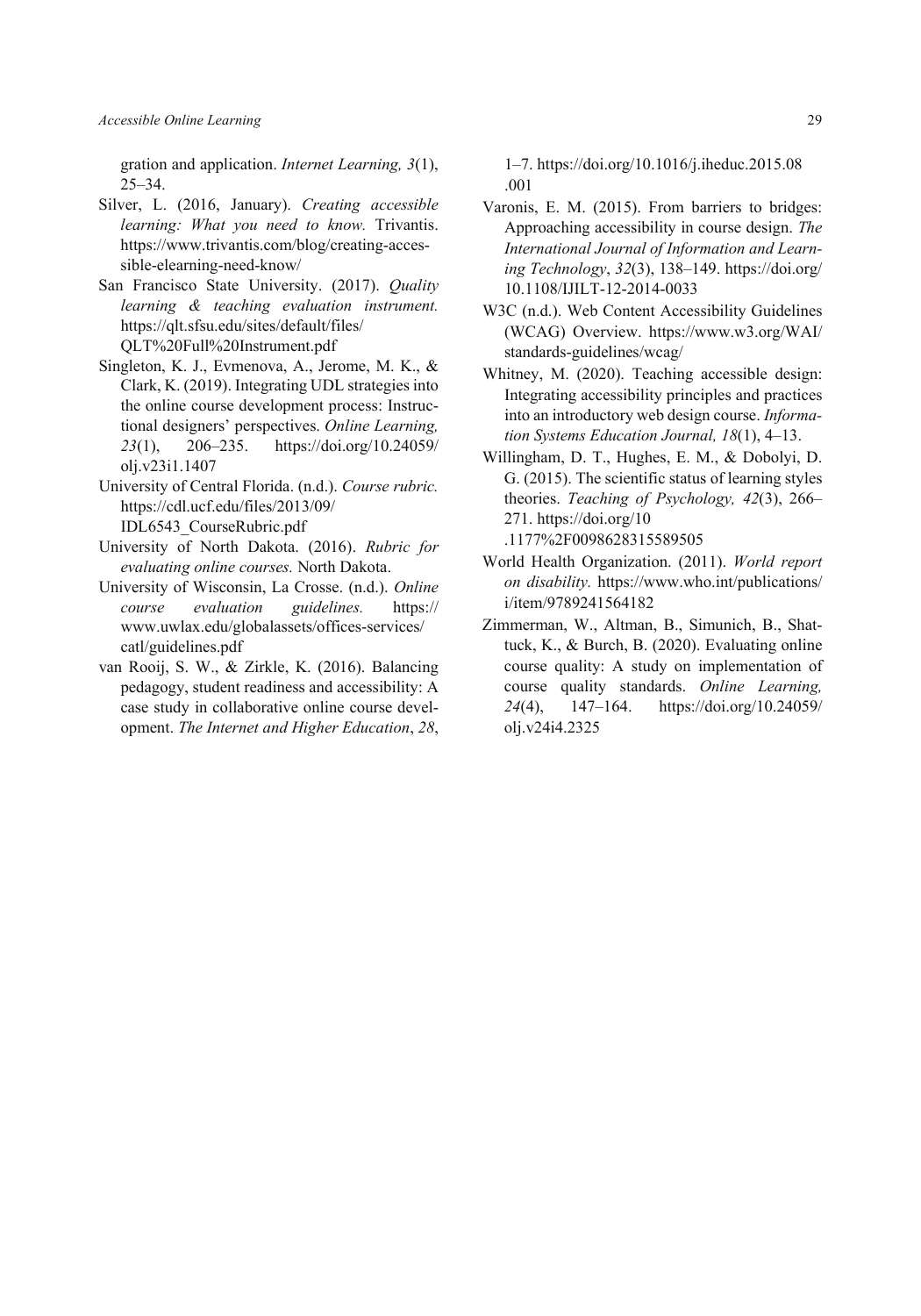gration and application. *Internet Learning, 3*(1), 25–34.

Silver, L. (2016, January). *Creating accessible learning: What you need to know.* Trivantis. https://www.trivantis.com/blog/creating-accessible-elearning-need-know/

San Francisco State University. (2017). *Quality learning & teaching evaluation instrument.* https://qlt.sfsu.edu/sites/default/files/QLT%20Full%20Instrument.pdf

Singleton, K. J., Evmenova, A., Jerome, M. K., & Clark, K. (2019). Integrating UDL strategies into the online course development process: Instructional designers' perspectives. *Online Learning, 23*(1), 206–235. https://doi.org/10.24059/olj.v23i1.1407

University of Central Florida. (n.d.). *Course rubric.* https://cdl.ucf.edu/files/2013/09/IDL6543_CourseRubric.pdf

University of North Dakota. (2016). *Rubric for evaluating online courses.* North Dakota.

University of Wisconsin, La Crosse. (n.d.). *Online course evaluation guidelines.* https://www.uwlax.edu/globalassets/offices-services/catl/guidelines.pdf

van Rooij, S. W., & Zirkle, K. (2016). Balancing pedagogy, student readiness and accessibility: A case study in collaborative online course development. *The Internet and Higher Education*, *28*, 1–7. https://doi.org/10.1016/j.iheduc.2015.08.001

Varonis, E. M. (2015). From barriers to bridges: Approaching accessibility in course design. *The International Journal of Information and Learning Technology*, *32*(3), 138–149. https://doi.org/10.1108/IJILT-12-2014-0033

W3C (n.d.). Web Content Accessibility Guidelines (WCAG) Overview. https://www.w3.org/WAI/standards-guidelines/wcag/

Whitney, M. (2020). Teaching accessible design: Integrating accessibility principles and practices into an introductory web design course. *Information Systems Education Journal, 18*(1), 4–13.

Willingham, D. T., Hughes, E. M., & Dobolyi, D. G. (2015). The scientific status of learning styles theories. *Teaching of Psychology, 42*(3), 266–271. https://doi.org/10.1177%2F0098628315589505

World Health Organization. (2011). *World report on disability.* https://www.who.int/publications/i/item/9789241564182

Zimmerman, W., Altman, B., Simunich, B., Shattuck, K., & Burch, B. (2020). Evaluating online course quality: A study on implementation of course quality standards. *Online Learning, 24*(4), 147–164. https://doi.org/10.24059/olj.v24i4.2325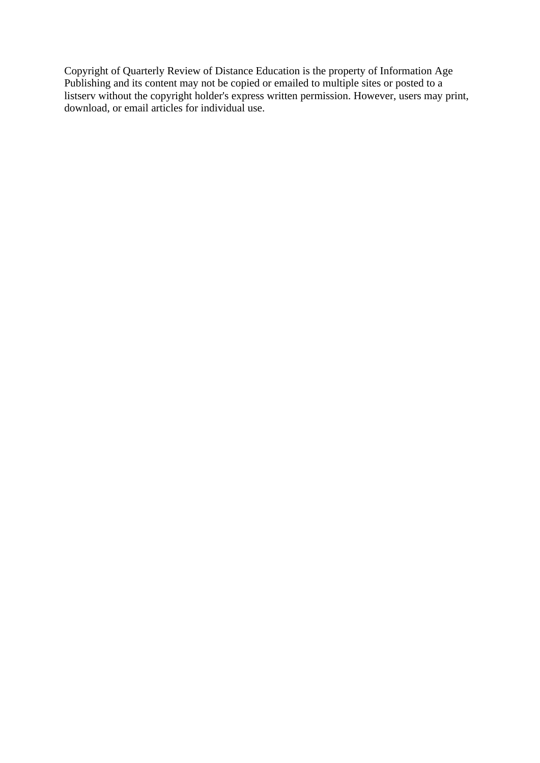Copyright of Quarterly Review of Distance Education is the property of Information Age Publishing and its content may not be copied or emailed to multiple sites or posted to a listserv without the copyright holder's express written permission. However, users may print, download, or email articles for individual use.